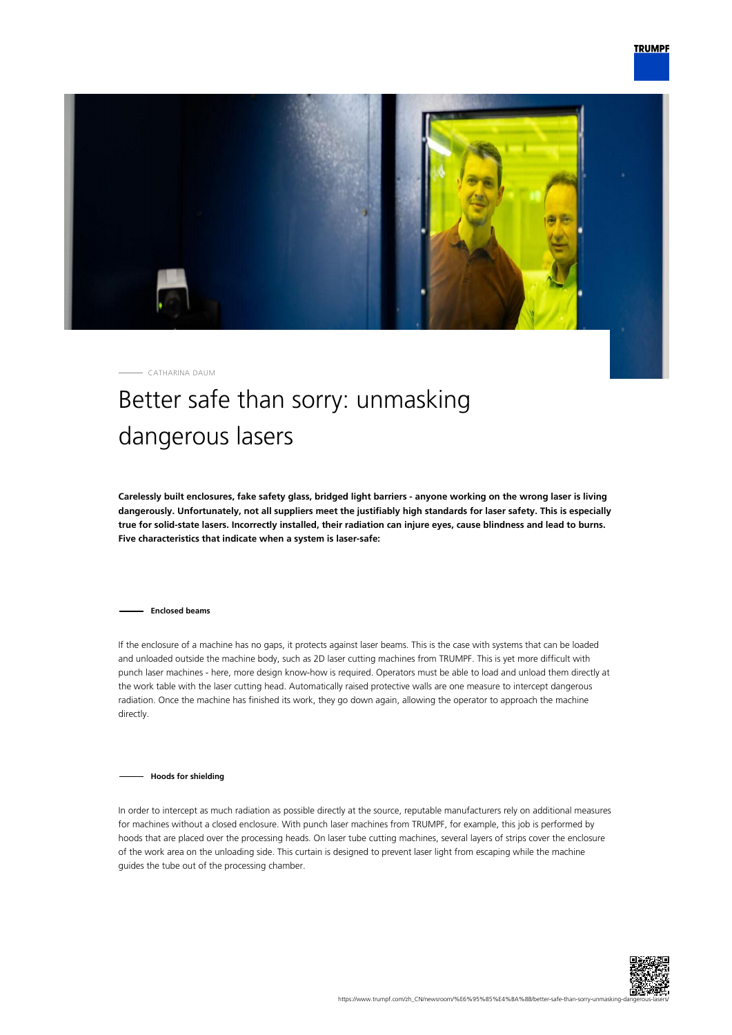CATHARINA DAUM

# Better safe than sorry: unmasking dangerous lasers

**Carelessly built enclosures, fake safety glass, bridged light barriers - anyone working on the wrong laser is living dangerously. Unfortunately, not all suppliers meet the justifiably high standards for laser safety. This is especially true for solid-state lasers. Incorrectly installed, their radiation can injure eyes, cause blindness and lead to burns. Five characteristics that indicate when a system is laser-safe:**

## Enclosed beams

If the enclosure of a machine has no gaps, it protects against laser beams. This is the case with systems that can be loaded and unloaded outside the machine body, such as 2D laser cutting machines from TRUMPF. This is yet more difficult with punch laser machines - here, more design know-how is required. Operators must be able to load and unload them directly at the work table with the laser cutting head. Automatically raised protective walls are one measure to intercept dangerous radiation. Once the machine has finished its work, they go down again, allowing the operator to approach the machine directly.

## Hoods for shielding

In order to intercept as much radiation as possible directly at the source, reputable manufacturers rely on additional measures for machines without a closed enclosure. With punch laser machines from TRUMPF, for example, this job is performed by hoods that are placed over the processing heads. On laser tube cutting machines, several layers of strips cover the enclosure of the work area on the unloading side. This curtain is designed to prevent laser light from escaping while the machine guides the tube out of the processing chamber.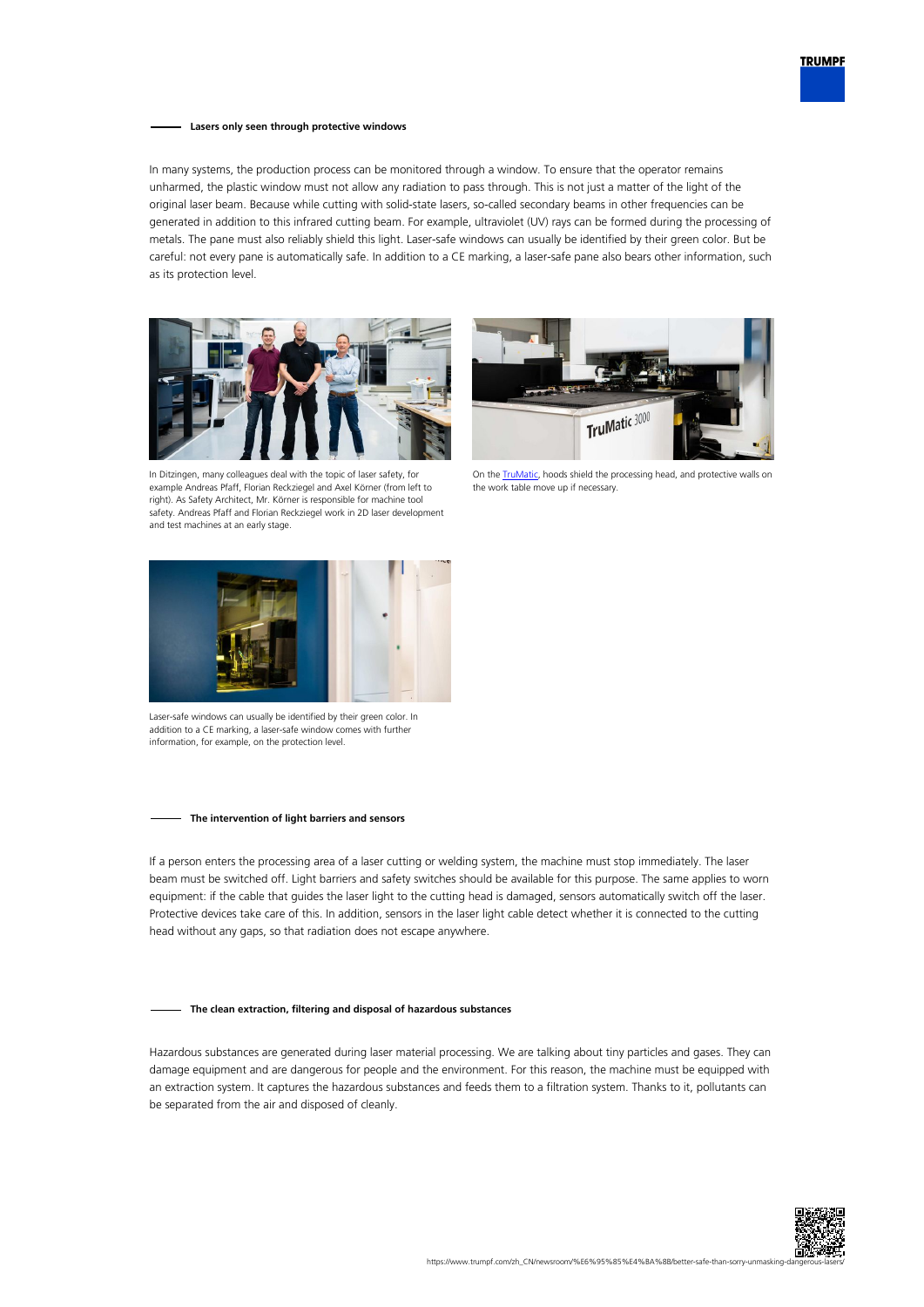## Lasers only seen through protective windows

In many systems, the production process can be monitored through a window. To ensure that the operator remains unharmed, the plastic window must not allow any radiation to pass through. This is not just a matter of the light of the original laser beam. Because while cutting with solid-state lasers, so-called secondary beams in other frequencies can be generated in addition to this infrared cutting beam. For example, ultraviolet (UV) rays can be formed during the processing of metals. The pane must also reliably shield this light. Laser-safe windows can usually be identified by their green color. But be careful: not every pane is automatically safe. In addition to a CE marking, a laser-safe pane also bears other information, such as its protection level.

In Ditzingen, many colleagues deal with the topic of laser safety, for example Andreas Pfaff, Florian Reckziegel and Axel Körner (from left to right). As Safety Architect, Mr. Körner is responsible for machine tool safety. Andreas Pfaff and Florian Reckziegel work in 2D laser development and test machines at an early stage.

On the TruMatic, hoods shield the processing head, and protective walls on the work table move up if necessary.

Laser-safe windows can usually be identified by their green color. In addition to a CE marking, a laser-safe window comes with further information, for example, on the protection level.

## The intervention of light barriers and sensors

If a person enters the processing area of a laser cutting or welding system, the machine must stop immediately. The laser beam must be switched off. Light barriers and safety switches should be available for this purpose. The same applies to worn equipment: if the cable that guides the laser light to the cutting head is damaged, sensors automatically switch off the laser. Protective devices take care of this. In addition, sensors in the laser light cable detect whether it is connected to the cutting head without any gaps, so that radiation does not escape anywhere.

## The clean extraction, filtering and disposal of hazardous substances

Hazardous substances are generated during laser material processing. We are talking about tiny particles and gases. They can damage equipment and are dangerous for people and the environment. For this reason, the machine must be equipped with an extraction system. It captures the hazardous substances and feeds them to a filtration system. Thanks to it, pollutants can be separated from the air and disposed of cleanly.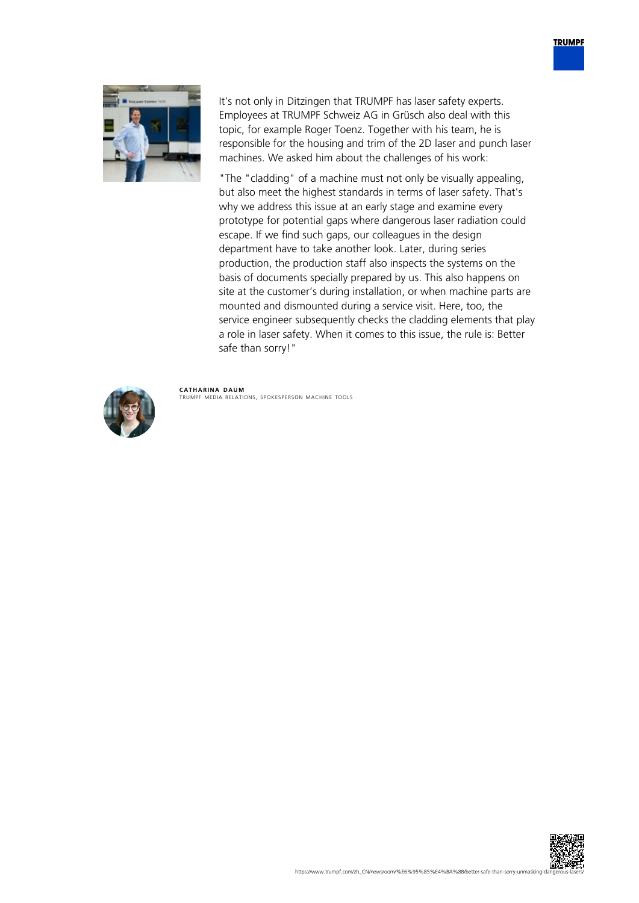It's not only in Ditzingen that TRUMPF has laser safety experts. Employees at TRUMPF Schweiz AG in Grüsch also deal with this topic, for example Roger Toenz. Together with his team, he is responsible for the housing and trim of the 2D laser and punch laser machines. We asked him about the challenges of his work:

"The "cladding" of a machine must not only be visually appealing, but also meet the highest standards in terms of laser safety. That's why we address this issue at an early stage and examine every prototype for potential gaps where dangerous laser radiation could escape. If we find such gaps, our colleagues in the design department have to take another look. Later, during series production, the production staff also inspects the systems on the basis of documents specially prepared by us. This also happens on site at the customer's during installation, or when machine parts are mounted and dismounted during a service visit. Here, too, the service engineer subsequently checks the cladding elements that play a role in laser safety. When it comes to this issue, the rule is: Better safe than sorry!"

**CATHARINA DAUM**
TRUMPF MEDIA RELATIONS, SPOKESPERSON MACHINE TOOLS